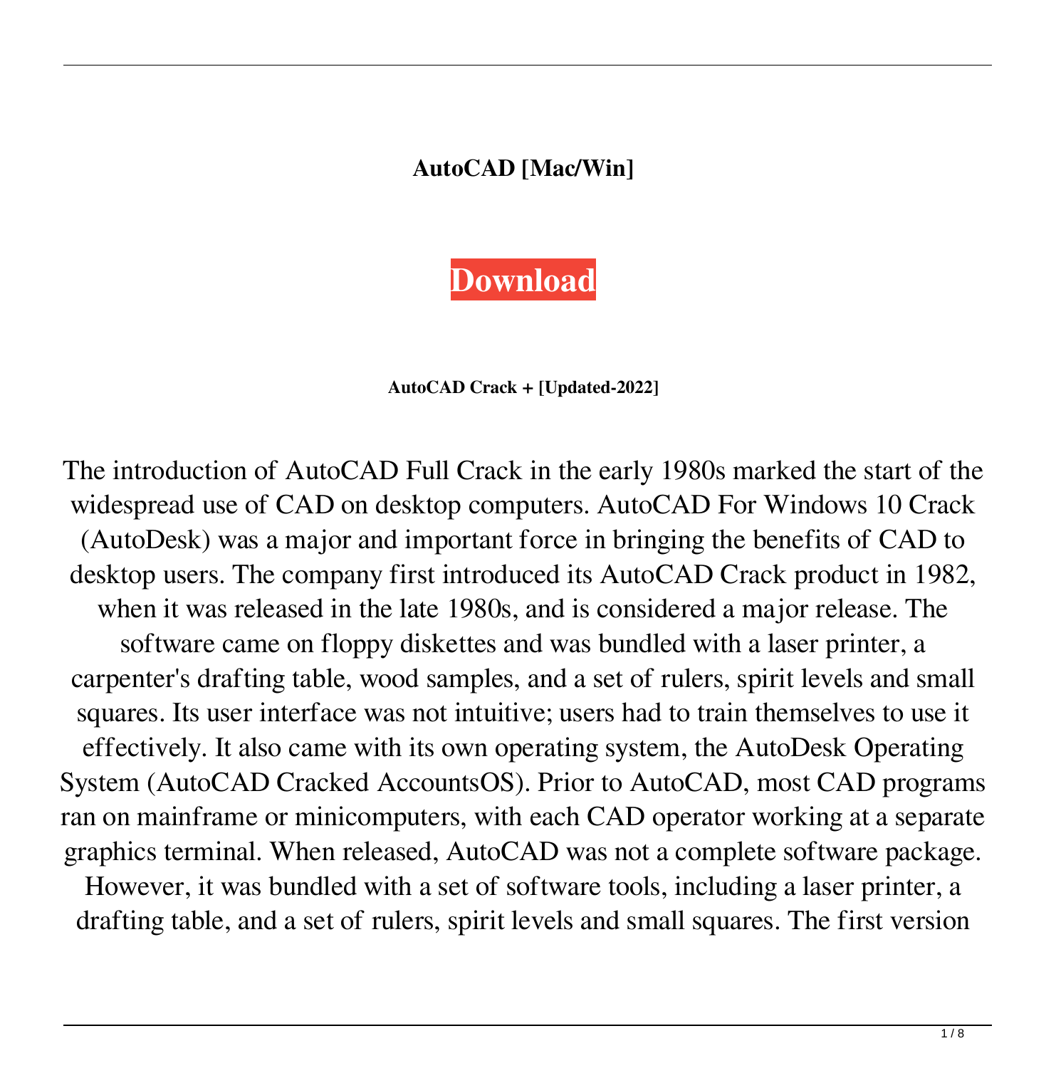# AutoCAD [Mac/Win]

**Download**

### AutoCAD Crack + [Updated-2022]

The introduction of AutoCAD Full Crack in the early 1980s marked the start of the widespread use of CAD on desktop computers. AutoCAD For Windows 10 Crack (AutoDesk) was a major and important force in bringing the benefits of CAD to desktop users. The company first introduced its AutoCAD Crack product in 1982, when it was released in the late 1980s, and is considered a major release. The software came on floppy diskettes and was bundled with a laser printer, a carpenter's drafting table, wood samples, and a set of rulers, spirit levels and small squares. Its user interface was not intuitive; users had to train themselves to use it effectively. It also came with its own operating system, the AutoDesk Operating System (AutoCAD Cracked AccountsOS). Prior to AutoCAD, most CAD programs ran on mainframe or minicomputers, with each CAD operator working at a separate graphics terminal. When released, AutoCAD was not a complete software package. However, it was bundled with a set of software tools, including a laser printer, a drafting table, and a set of rulers, spirit levels and small squares. The first version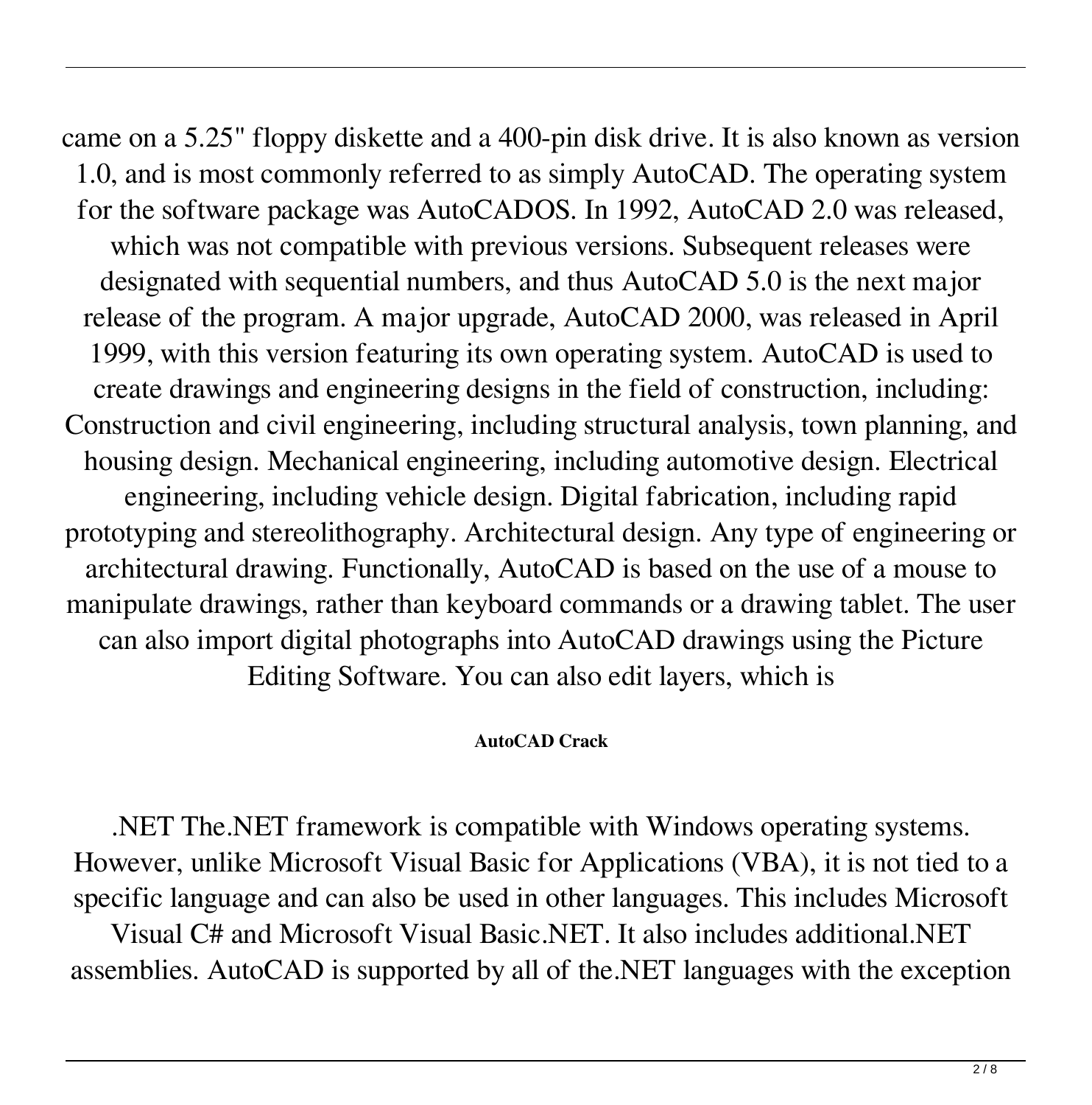came on a 5.25" floppy diskette and a 400-pin disk drive. It is also known as version 1.0, and is most commonly referred to as simply AutoCAD. The operating system for the software package was AutoCADOS. In 1992, AutoCAD 2.0 was released, which was not compatible with previous versions. Subsequent releases were designated with sequential numbers, and thus AutoCAD 5.0 is the next major release of the program. A major upgrade, AutoCAD 2000, was released in April 1999, with this version featuring its own operating system. AutoCAD is used to create drawings and engineering designs in the field of construction, including: Construction and civil engineering, including structural analysis, town planning, and housing design. Mechanical engineering, including automotive design. Electrical engineering, including vehicle design. Digital fabrication, including rapid prototyping and stereolithography. Architectural design. Any type of engineering or architectural drawing. Functionally, AutoCAD is based on the use of a mouse to manipulate drawings, rather than keyboard commands or a drawing tablet. The user can also import digital photographs into AutoCAD drawings using the Picture Editing Software. You can also edit layers, which is

**AutoCAD Crack**

.NET The.NET framework is compatible with Windows operating systems. However, unlike Microsoft Visual Basic for Applications (VBA), it is not tied to a specific language and can also be used in other languages. This includes Microsoft Visual C# and Microsoft Visual Basic.NET. It also includes additional.NET assemblies. AutoCAD is supported by all of the.NET languages with the exception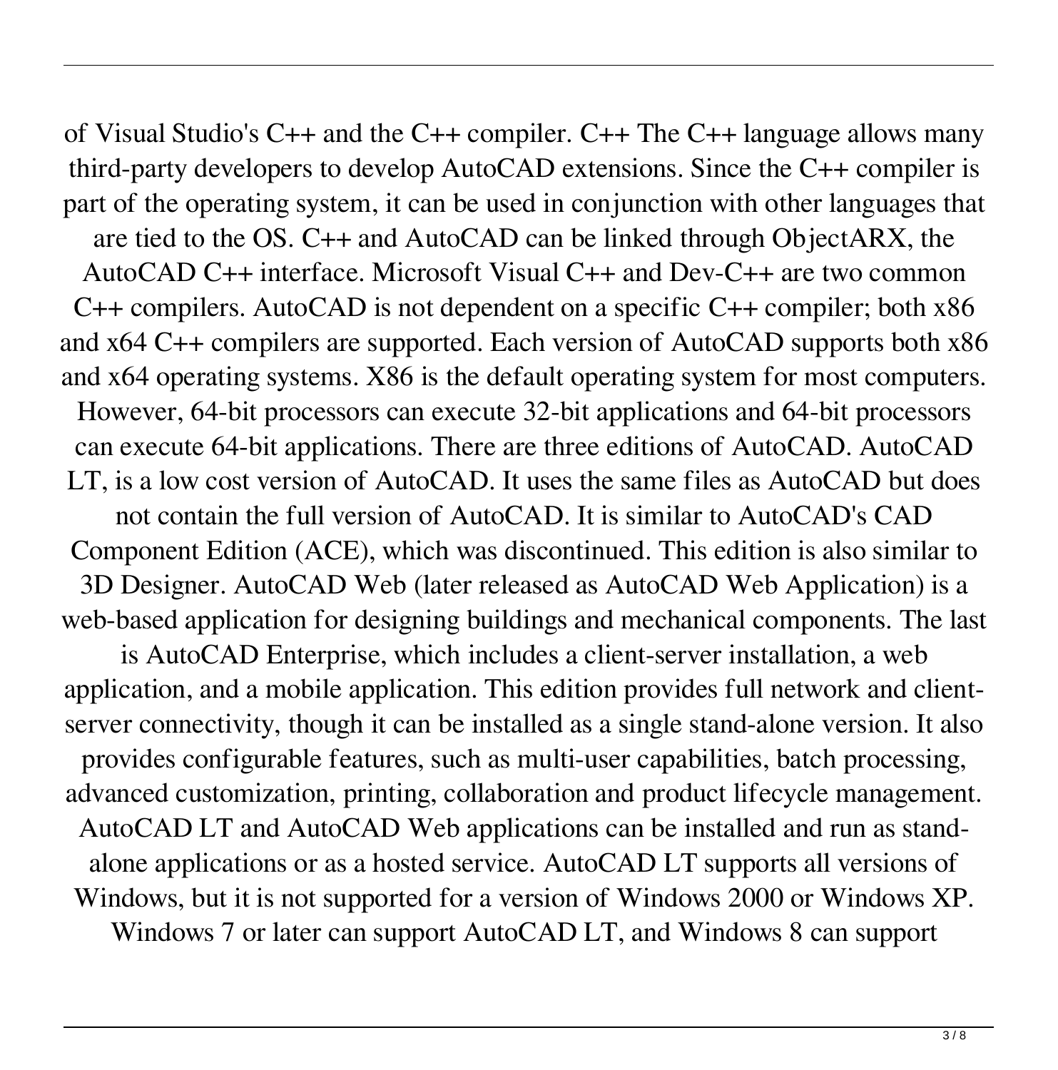of Visual Studio's C++ and the C++ compiler. C++ The C++ language allows many third-party developers to develop AutoCAD extensions. Since the C++ compiler is part of the operating system, it can be used in conjunction with other languages that are tied to the OS. C++ and AutoCAD can be linked through ObjectARX, the AutoCAD C++ interface. Microsoft Visual C++ and Dev-C++ are two common C++ compilers. AutoCAD is not dependent on a specific C++ compiler; both x86 and x64 C++ compilers are supported. Each version of AutoCAD supports both x86 and x64 operating systems. X86 is the default operating system for most computers. However, 64-bit processors can execute 32-bit applications and 64-bit processors can execute 64-bit applications. There are three editions of AutoCAD. AutoCAD LT, is a low cost version of AutoCAD. It uses the same files as AutoCAD but does not contain the full version of AutoCAD. It is similar to AutoCAD's CAD Component Edition (ACE), which was discontinued. This edition is also similar to 3D Designer. AutoCAD Web (later released as AutoCAD Web Application) is a web-based application for designing buildings and mechanical components. The last is AutoCAD Enterprise, which includes a client-server installation, a web application, and a mobile application. This edition provides full network and client-server connectivity, though it can be installed as a single stand-alone version. It also provides configurable features, such as multi-user capabilities, batch processing, advanced customization, printing, collaboration and product lifecycle management. AutoCAD LT and AutoCAD Web applications can be installed and run as stand-alone applications or as a hosted service. AutoCAD LT supports all versions of Windows, but it is not supported for a version of Windows 2000 or Windows XP. Windows 7 or later can support AutoCAD LT, and Windows 8 can support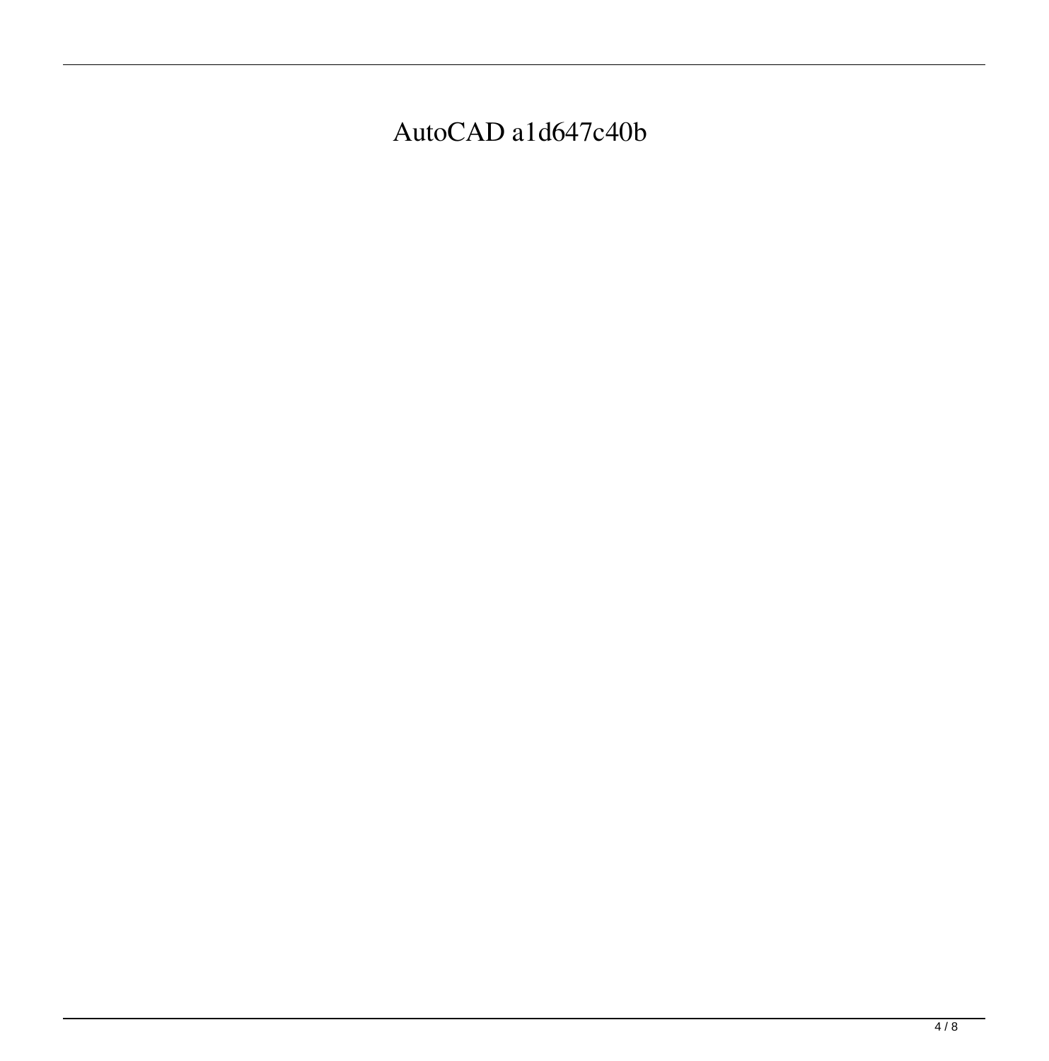AutoCAD a1d647c40b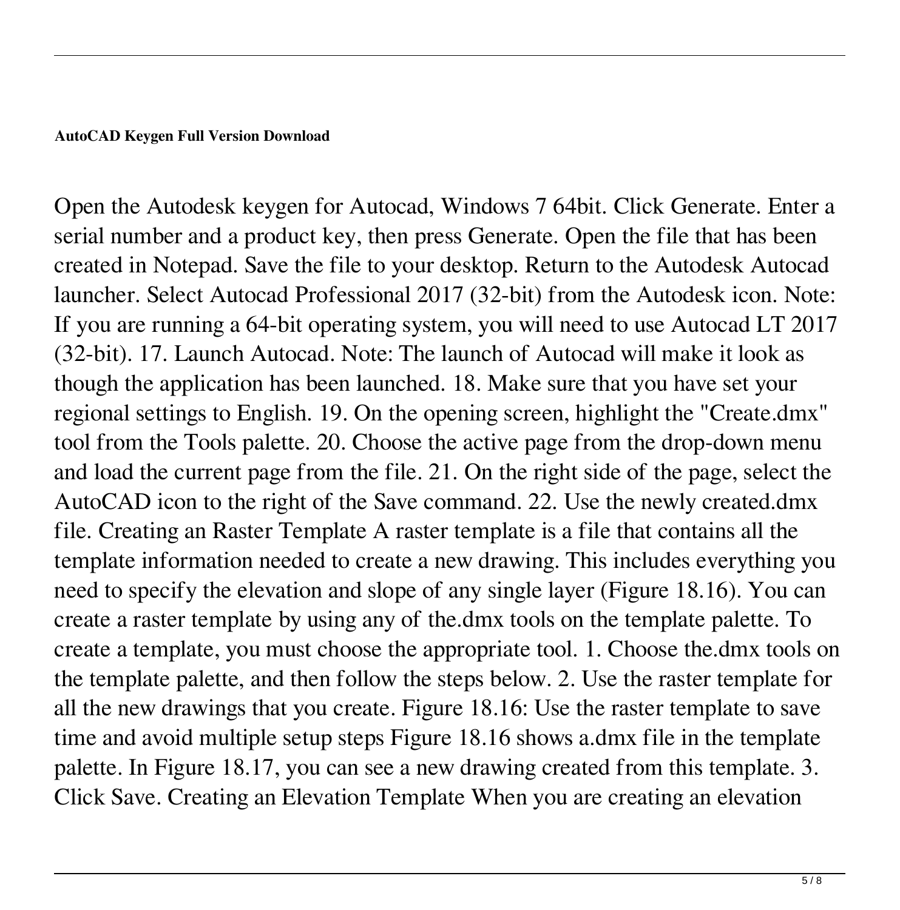**AutoCAD Keygen Full Version Download**

Open the Autodesk keygen for Autocad, Windows 7 64bit. Click Generate. Enter a serial number and a product key, then press Generate. Open the file that has been created in Notepad. Save the file to your desktop. Return to the Autodesk Autocad launcher. Select Autocad Professional 2017 (32-bit) from the Autodesk icon. Note: If you are running a 64-bit operating system, you will need to use Autocad LT 2017 (32-bit). 17. Launch Autocad. Note: The launch of Autocad will make it look as though the application has been launched. 18. Make sure that you have set your regional settings to English. 19. On the opening screen, highlight the "Create.dmx" tool from the Tools palette. 20. Choose the active page from the drop-down menu and load the current page from the file. 21. On the right side of the page, select the AutoCAD icon to the right of the Save command. 22. Use the newly created.dmx file. Creating an Raster Template A raster template is a file that contains all the template information needed to create a new drawing. This includes everything you need to specify the elevation and slope of any single layer (Figure 18.16). You can create a raster template by using any of the.dmx tools on the template palette. To create a template, you must choose the appropriate tool. 1. Choose the.dmx tools on the template palette, and then follow the steps below. 2. Use the raster template for all the new drawings that you create. Figure 18.16: Use the raster template to save time and avoid multiple setup steps Figure 18.16 shows a.dmx file in the template palette. In Figure 18.17, you can see a new drawing created from this template. 3. Click Save. Creating an Elevation Template When you are creating an elevation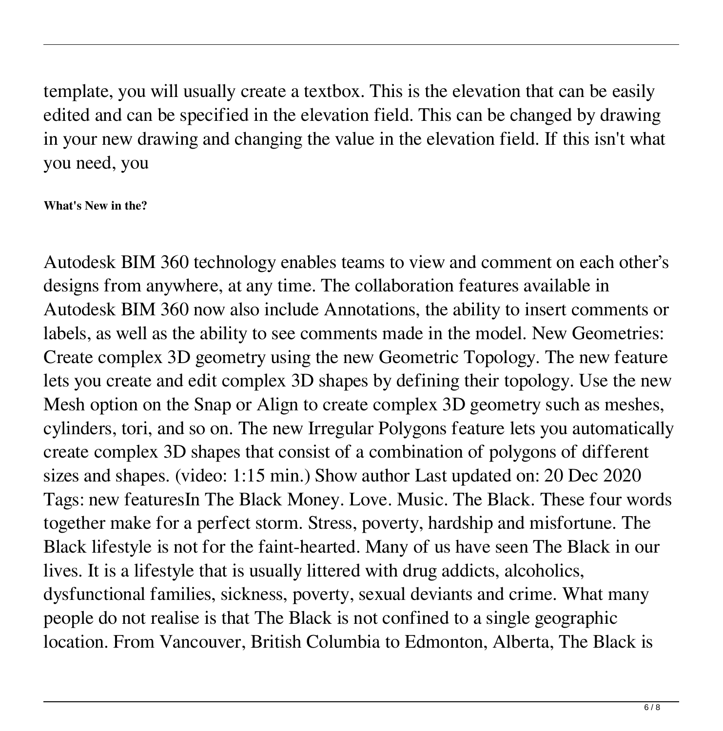template, you will usually create a textbox. This is the elevation that can be easily edited and can be specified in the elevation field. This can be changed by drawing in your new drawing and changing the value in the elevation field. If this isn't what you need, you

**What's New in the?**

Autodesk BIM 360 technology enables teams to view and comment on each other's designs from anywhere, at any time. The collaboration features available in Autodesk BIM 360 now also include Annotations, the ability to insert comments or labels, as well as the ability to see comments made in the model. New Geometries: Create complex 3D geometry using the new Geometric Topology. The new feature lets you create and edit complex 3D shapes by defining their topology. Use the new Mesh option on the Snap or Align to create complex 3D geometry such as meshes, cylinders, tori, and so on. The new Irregular Polygons feature lets you automatically create complex 3D shapes that consist of a combination of polygons of different sizes and shapes. (video: 1:15 min.) Show author Last updated on: 20 Dec 2020 Tags: new featuresIn The Black Money. Love. Music. The Black. These four words together make for a perfect storm. Stress, poverty, hardship and misfortune. The Black lifestyle is not for the faint-hearted. Many of us have seen The Black in our lives. It is a lifestyle that is usually littered with drug addicts, alcoholics, dysfunctional families, sickness, poverty, sexual deviants and crime. What many people do not realise is that The Black is not confined to a single geographic location. From Vancouver, British Columbia to Edmonton, Alberta, The Black is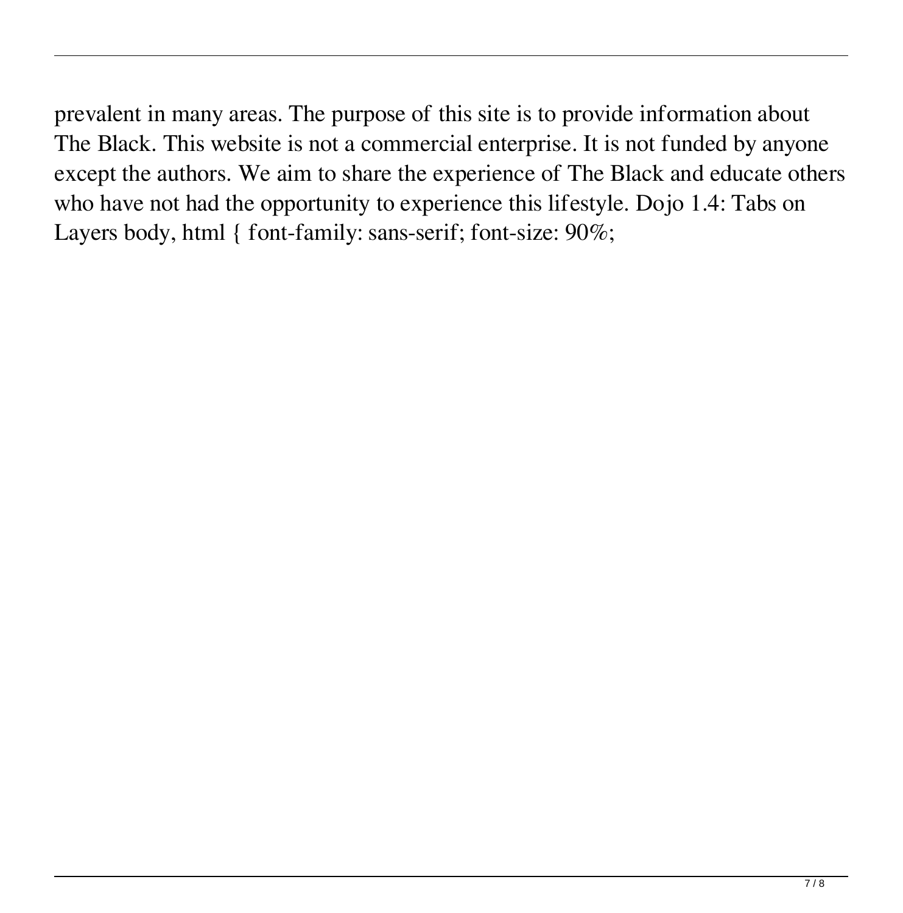prevalent in many areas. The purpose of this site is to provide information about The Black. This website is not a commercial enterprise. It is not funded by anyone except the authors. We aim to share the experience of The Black and educate others who have not had the opportunity to experience this lifestyle. Dojo 1.4: Tabs on Layers body, html { font-family: sans-serif; font-size: 90%;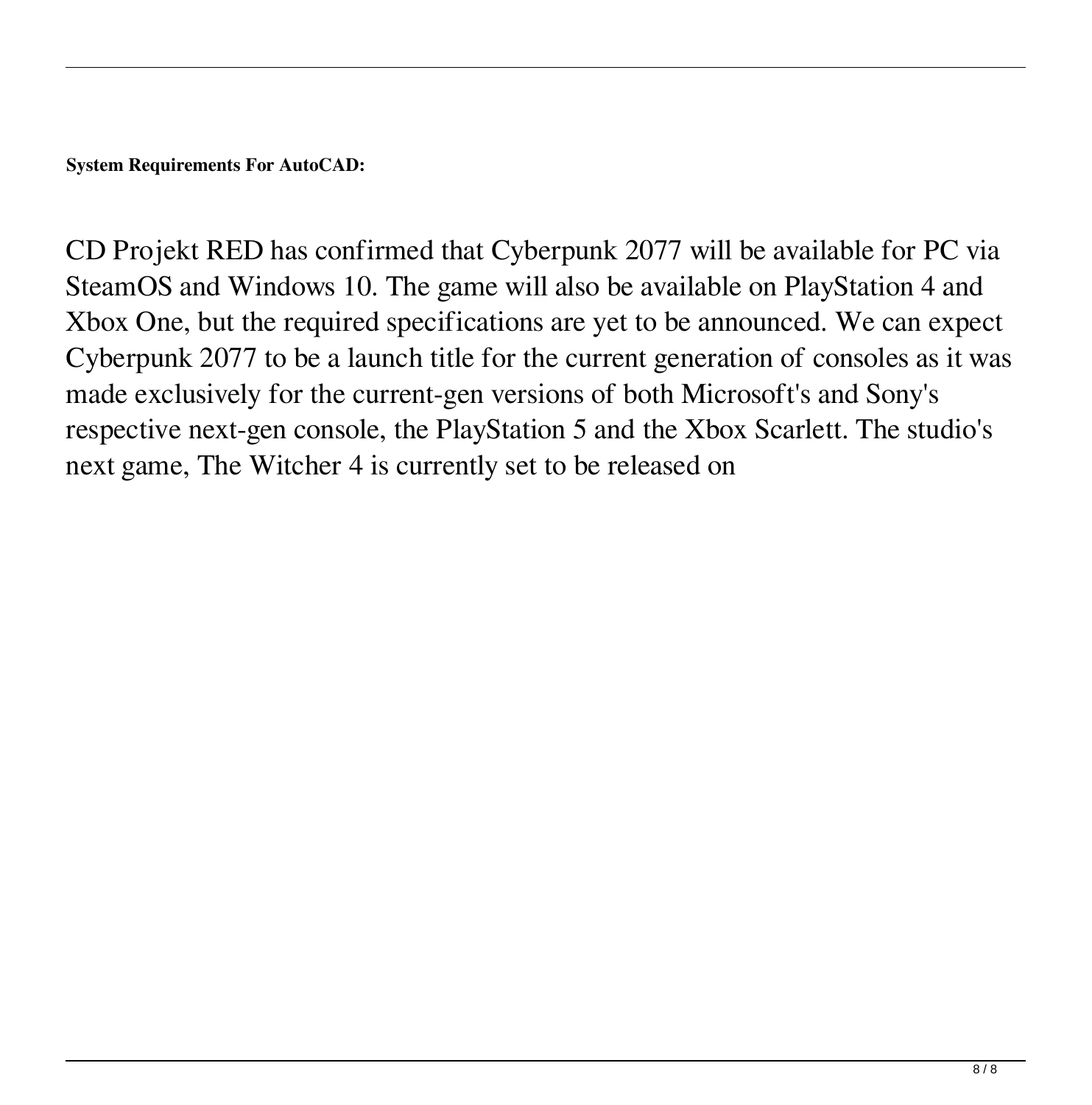**System Requirements For AutoCAD:**

CD Projekt RED has confirmed that Cyberpunk 2077 will be available for PC via SteamOS and Windows 10. The game will also be available on PlayStation 4 and Xbox One, but the required specifications are yet to be announced. We can expect Cyberpunk 2077 to be a launch title for the current generation of consoles as it was made exclusively for the current-gen versions of both Microsoft's and Sony's respective next-gen console, the PlayStation 5 and the Xbox Scarlett. The studio's next game, The Witcher 4 is currently set to be released on